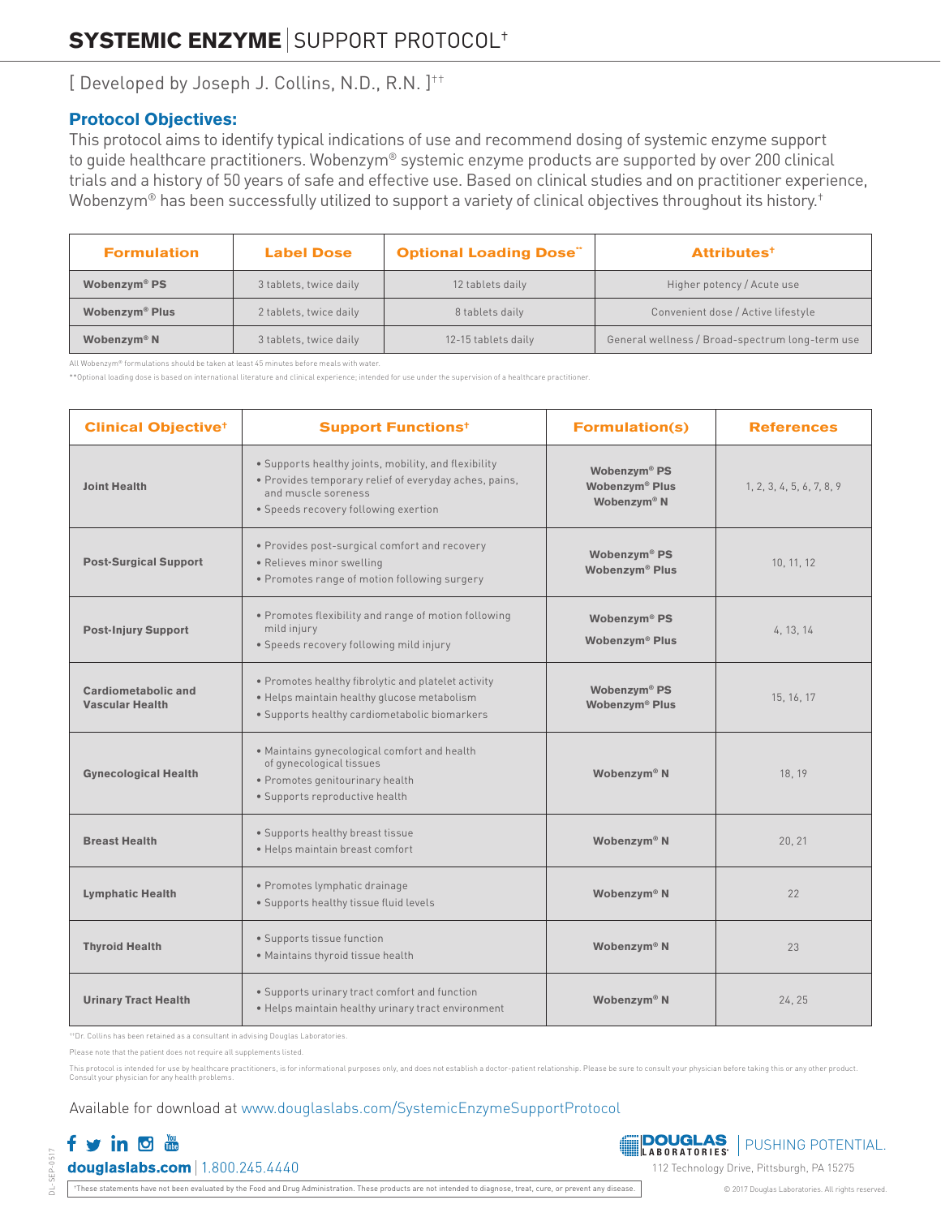# SYSTEMIC ENZYME | SUPPORT PROTOCOL†

[ Developed by Joseph J. Collins, N.D., R.N. ]††

## Protocol Objectives:

This protocol aims to identify typical indications of use and recommend dosing of systemic enzyme support to guide healthcare practitioners. Wobenzym® systemic enzyme products are supported by over 200 clinical trials and a history of 50 years of safe and effective use. Based on clinical studies and on practitioner experience, Wobenzym® has been successfully utilized to support a variety of clinical objectives throughout its history.†

| Formulation | Label Dose | Optional Loading Dose** | Attributes† |
|---|---|---|---|
| **Wobenzym® PS** | 3 tablets, twice daily | 12 tablets daily | Higher potency / Acute use |
| **Wobenzym® Plus** | 2 tablets, twice daily | 8 tablets daily | Convenient dose / Active lifestyle |
| **Wobenzym® N** | 3 tablets, twice daily | 12-15 tablets daily | General wellness / Broad-spectrum long-term use |

All Wobenzym® formulations should be taken at least 45 minutes before meals with water.

**Optional loading dose is based on international literature and clinical experience; intended for use under the supervision of a healthcare practitioner.

| Clinical Objective† | Support Functions† | Formulation(s) | References |
|---|---|---|---|
| **Joint Health** | • Supports healthy joints, mobility, and flexibility<br>• Provides temporary relief of everyday aches, pains, and muscle soreness<br>• Speeds recovery following exertion | **Wobenzym® PS**<br>**Wobenzym® Plus**<br>**Wobenzym® N** | 1, 2, 3, 4, 5, 6, 7, 8, 9 |
| **Post-Surgical Support** | • Provides post-surgical comfort and recovery<br>• Relieves minor swelling<br>• Promotes range of motion following surgery | **Wobenzym® PS**<br>**Wobenzym® Plus** | 10, 11, 12 |
| **Post-Injury Support** | • Promotes flexibility and range of motion following mild injury<br>• Speeds recovery following mild injury | **Wobenzym® PS**<br>**Wobenzym® Plus** | 4, 13, 14 |
| **Cardiometabolic and Vascular Health** | • Promotes healthy fibrolytic and platelet activity<br>• Helps maintain healthy glucose metabolism<br>• Supports healthy cardiometabolic biomarkers | **Wobenzym® PS**<br>**Wobenzym® Plus** | 15, 16, 17 |
| **Gynecological Health** | • Maintains gynecological comfort and health of gynecological tissues<br>• Promotes genitourinary health<br>• Supports reproductive health | **Wobenzym® N** | 18, 19 |
| **Breast Health** | • Supports healthy breast tissue<br>• Helps maintain breast comfort | **Wobenzym® N** | 20, 21 |
| **Lymphatic Health** | • Promotes lymphatic drainage<br>• Supports healthy tissue fluid levels | **Wobenzym® N** | 22 |
| **Thyroid Health** | • Supports tissue function<br>• Maintains thyroid tissue health | **Wobenzym® N** | 23 |
| **Urinary Tract Health** | • Supports urinary tract comfort and function<br>• Helps maintain healthy urinary tract environment | **Wobenzym® N** | 24, 25 |

††Dr. Collins has been retained as a consultant in advising Douglas Laboratories.

Please note that the patient does not require all supplements listed.

This protocol is intended for use by healthcare practitioners, is for informational purposes only, and does not establish a doctor-patient relationship. Please be sure to consult your physician before taking this or any other product. Consult your physician for any health problems.

Available for download at www.douglaslabs.com/SystemicEnzymeSupportProtocol

**douglaslabs.com** | 1.800.245.4440

DOUGLAS LABORATORIES | PUSHING POTENTIAL.

112 Technology Drive, Pittsburgh, PA 15275

†These statements have not been evaluated by the Food and Drug Administration. These products are not intended to diagnose, treat, cure, or prevent any disease.

© 2017 Douglas Laboratories. All rights reserved.

DL-SEP-0517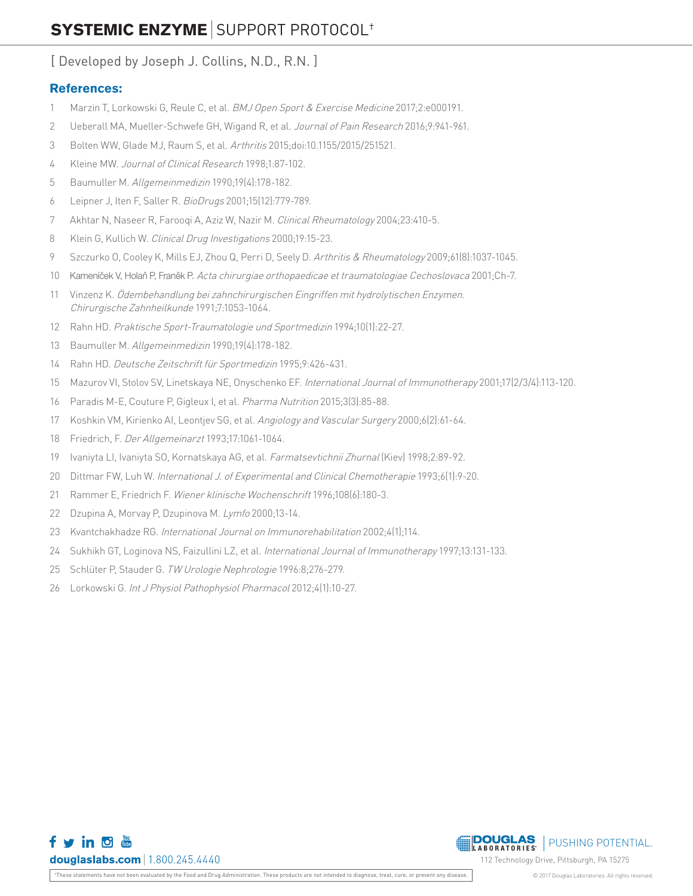# SYSTEMIC ENZYME | SUPPORT PROTOCOL†

[ Developed by Joseph J. Collins, N.D., R.N. ]

## References:

1. Marzin T, Lorkowski G, Reule C, et al. *BMJ Open Sport & Exercise Medicine* 2017;2:e000191.
2. Ueberall MA, Mueller-Schwefe GH, Wigand R, et al. *Journal of Pain Research* 2016;9:941-961.
3. Bolten WW, Glade MJ, Raum S, et al. *Arthritis* 2015;doi:10.1155/2015/251521.
4. Kleine MW. *Journal of Clinical Research* 1998;1:87-102.
5. Baumuller M. *Allgemeinmedizin* 1990;19(4):178-182.
6. Leipner J, Iten F, Saller R. *BioDrugs* 2001;15(12):779-789.
7. Akhtar N, Naseer R, Farooqi A, Aziz W, Nazir M. *Clinical Rheumatology* 2004;23:410-5.
8. Klein G, Kullich W. *Clinical Drug Investigations* 2000;19:15-23.
9. Szczurko O, Cooley K, Mills EJ, Zhou Q, Perri D, Seely D. *Arthritis & Rheumatology* 2009;61(8):1037-1045.
10. Kameníček V, Holaň P, Franěk P. *Acta chirurgiae orthopaedicae et traumatologiae Cechoslovaca* 2001;Ch-7.
11. Vinzenz K. *Ödembehandlung bei zahnchirurgischen Eingriffen mit hydrolytischen Enzymen. Chirurgische Zahnheilkunde* 1991;7:1053-1064.
12. Rahn HD. *Praktische Sport-Traumatologie und Sportmedizin* 1994;10(1):22-27.
13. Baumuller M. *Allgemeinmedizin* 1990;19(4):178-182.
14. Rahn HD. *Deutsche Zeitschrift für Sportmedizin* 1995;9:426-431.
15. Mazurov VI, Stolov SV, Linetskaya NE, Onyschenko EF. *International Journal of Immunotherapy* 2001;17(2/3/4):113-120.
16. Paradis M-E, Couture P, Gigleux I, et al. *Pharma Nutrition* 2015;3(3):85-88.
17. Koshkin VM, Kirienko AI, Leontjev SG, et al. *Angiology and Vascular Surgery* 2000;6(2):61-64.
18. Friedrich, F. *Der Allgemeinarzt* 1993;17:1061-1064.
19. Ivaniyta LI, Ivaniyta SO, Kornatskaya AG, et al. *Farmatsevtichnii Zhurnal* (Kiev) 1998;2:89-92.
20. Dittmar FW, Luh W. *International J. of Experimental and Clinical Chemotherapie* 1993;6(1):9-20.
21. Rammer E, Friedrich F. *Wiener klinische Wochenschrift* 1996;108(6):180-3.
22. Dzupina A, Morvay P, Dzupinova M. *Lymfo* 2000;13-14.
23. Kvantchakhadze RG. *International Journal on Immunorehabilitation* 2002;4(1);114.
24. Sukhikh GT, Loginova NS, Faizullini LZ, et al. *International Journal of Immunotherapy* 1997;13:131-133.
25. Schlüter P, Stauder G. *TW Urologie Nephrologie* 1996:8;276-279.
26. Lorkowski G. *Int J Physiol Pathophysiol Pharmacol* 2012;4(1):10-27.

**douglaslabs.com** | 1.800.245.4440

DOUGLAS LABORATORIES | PUSHING POTENTIAL.

112 Technology Drive, Pittsburgh, PA 15275

†These statements have not been evaluated by the Food and Drug Administration. These products are not intended to diagnose, treat, cure, or prevent any disease.

© 2017 Douglas Laboratories. All rights reserved.